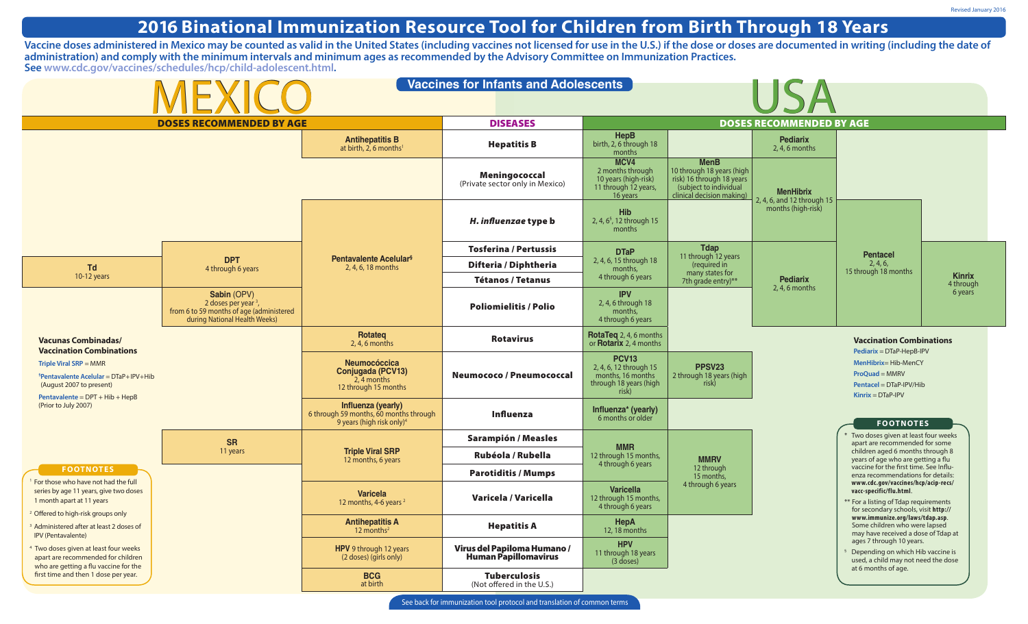Revised January 2016

# 2016 Binational Immunization Resource Tool for Children from Birth Through 18 Years

**Vaccine doses administered in Mexico may be counted as valid in the United States (including vaccines not licensed for use in the U.S.) if the dose or doses are documented in writing (including the date of administration) and comply with the minimum intervals and minimum ages as recommended by the Advisory Committee on Immunization Practices.**
**See www.cdc.gov/vaccines/schedules/hcp/child-adolescent.html.**

## Vaccines for Infants and Adolescents

| MEXICO — Doses Recommended by Age | Diseases | USA — Doses Recommended by Age |
|---|---|---|
| **Antihepatitis B** at birth, 2, 6 months[1] | **Hepatitis B** | **HepB** birth, 2, 6 through 18 months; **Pediarix** 2, 4, 6 months |
| — | **Meningococcal** (Private sector only in Mexico) | **MCV4** 2 months through 10 years (high-risk) 11 through 12 years, 16 years; **MenB** 10 through 18 years (high risk) 16 through 18 years (subject to individual clinical decision making); **MenHibrix** 2, 4, 6, and 12 through 15 months (high-risk) |
| **Pentavalente Acelular[§]** 2, 4, 6, 18 months | ***H. influenzae* type b** | **Hib** 2, 4, 6[§], 12 through 15 months; **MenHibrix** 2, 4, 6, and 12 through 15 months (high-risk); **Pentacel** 2, 4, 6, 15 through 18 months |
| **Pentavalente Acelular[§]** 2, 4, 6, 18 months; **DPT** 4 through 6 years; **Td** 10-12 years | **Tosferina / Pertussis**; **Difteria / Diphtheria**; **Tétanos / Tetanus** | **DTaP** 2, 4, 6, 15 through 18 months, 4 through 6 years; **Tdap** 11 through 12 years (required in many states for 7th grade entry)**; **Pediarix** 2, 4, 6 months; **Pentacel** 2, 4, 6, 15 through 18 months; **Kinrix** 4 through 6 years |
| **Pentavalente Acelular[§]** 2, 4, 6, 18 months; **Sabin** (OPV) 2 doses per year[3], from 6 to 59 months of age (administered during National Health Weeks) | **Poliomielitis / Polio** | **IPV** 2, 4, 6 through 18 months, 4 through 6 years; **Pediarix** 2, 4, 6 months; **Pentacel** 2, 4, 6, 15 through 18 months; **Kinrix** 4 through 6 years |
| **Rotateq** 2, 4, 6 months | **Rotavirus** | **RotaTeq** 2, 4, 6 months or **Rotarix** 2, 4 months |
| **Neumocóccica Conjugada (PCV13)** 2, 4 months 12 through 15 months | **Neumococo / Pneumococcal** | **PCV13** 2, 4, 6, 12 through 15 months, 16 months through 18 years (high risk); **PPSV23** 2 through 18 years (high risk) |
| **Influenza (yearly)** 6 through 59 months, 60 months through 9 years (high risk only)[4] | **Influenza** | **Influenza* (yearly)** 6 months or older |
| **Triple Viral SRP** 12 months, 6 years; **SR** 11 years | **Sarampión / Measles**; **Rubéola / Rubella**; **Parotiditis / Mumps** | **MMR** 12 through 15 months, 4 through 6 years; **MMRV** 12 through 15 months, 4 through 6 years |
| **Varicela** 12 months, 4-6 years[2] | **Varicela / Varicella** | **Varicela** 12 through 15 months, 4 through 6 years; **MMRV** 12 through 15 months, 4 through 6 years |
| **Antihepatitis A** 12 months[2] | **Hepatitis A** | **HepA** 12, 18 months |
| **HPV** 9 through 12 years (2 doses) (girls only) | **Virus del Papiloma Humano / Human Papillomavirus** | **HPV** 11 through 18 years (3 doses) |
| **BCG** at birth | **Tuberculosis** (Not offered in the U.S.) | — |

### Vacunas Combinadas/ Vaccination Combinations (Mexico)

- **Triple Viral SRP** = MMR
- **[§]Pentavalente Acelular** = DTaP+IPV+Hib (August 2007 to present)
- **Pentavalente** = DPT + Hib + HepB (Prior to July 2007)

### Footnotes (Mexico)

[1] For those who have not had the full series by age 11 years, give two doses 1 month apart at 11 years

[2] Offered to high-risk groups only

[3] Administered after at least 2 doses of IPV (Pentavalente)

[4] Two doses given at least four weeks apart are recommended for children who are getting a flu vaccine for the first time and then 1 dose per year.

### Vaccination Combinations (USA)

- **Pediarix** = DTaP-HepB-IPV
- **MenHibrix**= Hib-MenCY
- **ProQuad** = MMRV
- **Pentacel** = DTaP-IPV/Hib
- **Kinrix** = DTaP-IPV

### Footnotes (USA)

\* Two doses given at least four weeks apart are recommended for some children aged 6 months through 8 years of age who are getting a flu vaccine for the first time. See Influenza recommendations for details: **www.cdc.gov/vaccines/hcp/acip-recs/vacc-specific/flu.html**.

** For a listing of Tdap requirements for secondary schools, visit **http://www.immunize.org/laws/tdap.asp**. Some children who were lapsed may have received a dose of Tdap at ages 7 through 10 years.

§ Depending on which Hib vaccine is used, a child may not need the dose at 6 months of age.

See back for immunization tool protocol and translation of common terms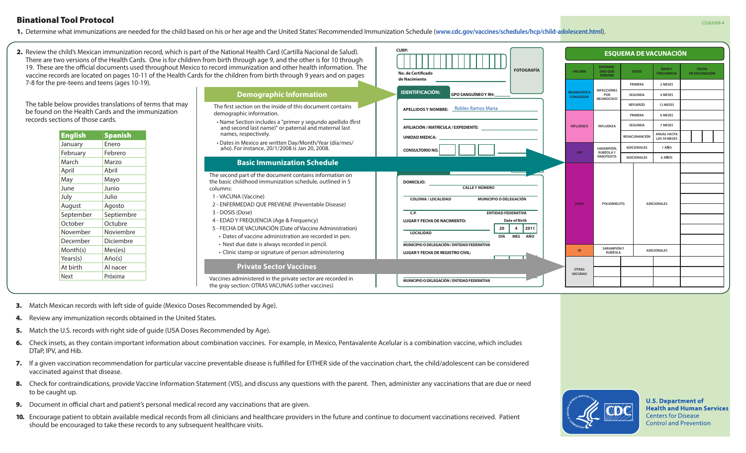# Binational Tool Protocol

**1.** Determine what immunizations are needed for the child based on his or her age and the United States' Recommended Immunization Schedule (www.cdc.gov/vaccines/schedules/hcp/child-adolescent.html).

**2.** Review the child's Mexican immunization record, which is part of the National Health Card (Cartilla Nacional de Salud). There are two versions of the Health Cards. One is for children from birth through age 9, and the other is for 10 through 19. These are the official documents used throughout Mexico to record immunization and other health information. The vaccine records are located on pages 10-11 of the Health Cards for the children from birth through 9 years and on pages 7-8 for the pre-teens and teens (ages 10-19).

The table below provides translations of terms that may be found on the Health Cards and the immunization records sections of those cards.

| English | Spanish |
|---|---|
| January | Enero |
| February | Febrero |
| March | Marzo |
| April | Abril |
| May | Mayo |
| June | Junio |
| July | Julio |
| August | Agosto |
| September | Septiembre |
| October | Octubre |
| November | Noviembre |
| December | Diciembre |
| Month(s) | Mes(es) |
| Years(s) | Año(s) |
| At birth | Al nacer |
| Next | Próxima |

## Demographic Information

The first section on the inside of this document contains demographic information.

- Name Section includes a "primer y segundo apellido (first and second last name)" or paternal and maternal last names, respectively.
- Dates in Mexico are written Day/Month/Year (día/mes/año). For instance, 20/1/2008 is Jan 20, 2008.

## Basic Immunization Schedule

The second part of the document contains information on the basic childhood immunization schedule, outlined in 5 columns:

1 - VACUNA (Vaccine)
2 - ENFERMEDAD QUE PREVIENE (Preventable Disease)
3 - DOSIS (Dose)
4 - EDAD Y FREQUENCIA (Age & Frequency)
5 - FECHA DE VACUNACIÓN (Date of Vaccine Administration)

- Dates of vaccine administration are recorded in pen.
- Next due date is always recorded in pencil.
- Clinic stamp or signature of person administering

## Private Sector Vaccines

Vaccines administered in the private sector are recorded in the gray section: OTRAS VACUNAS (other vaccines)

CURP:

No. de Certificado de Nacimiento

FOTOGRAFÍA

IDENTIFICACIÓN: GPO SANGUÍNEO Y RH:

APELLIDOS Y NOMBRE: Robles Ramos Maria

AFILIACIÓN / MATRÍCULA / EXPEDIENTE:

UNIDAD MEDICA:

CONSULTORIO NO.

DOMICILIO:

CALLE Y NÚMERO

COLONIA / LOCALIDAD — MUNICIPIO O DELEGACIÓN

C.P. — ENTIDAD FEDERATIVA

LUGAR Y FECHA DE NACIMIENTO: Date of Birth 20 / 4 / 2011 (DÍA / MES / AÑO)

LOCALIDAD

MUNICIPIO O DELEGACIÓN / ENTIDAD FEDERATIVA

LUGAR Y FECHA DE REGISTRO CIVIL:

MUNICIPIO O DELEGACIÓN / ENTIDAD FEDERATIVA

**ESQUEMA DE VACUNACIÓN**

| VACUNA | ENFERMEDAD QUE PREVIENE | DOSIS | EDAD Y FRECUENCIA | FECHA DE VACUNACIÓN |
|---|---|---|---|---|
| NEUMOCÓCICA CONJUGADA | INFECCIONES POR NEUMOCOCO | PRIMERA | 2 MESES | |
| | | SEGUNDA | 4 MESES | |
| | | REFUERZO | 12 MESES | |
| INFLUENZA | INFLUENZA | PRIMERA | 6 MESES | |
| | | SEGUNDA | 7 MESES | |
| | | REVACUNACIÓN | ANUAL HASTA LOS 59 MESES | |
| SRP | SARAMPIÓN, RUBÉOLA Y PAROTIDITIS | ADICIONALES | 1 AÑO | |
| | | ADICIONALES | 6 AÑOS | |
| SABIN | POLIOMIELITIS | ADICIONALES | | |
| SR | SARAMPIÓN Y RUBÉOLA | ADICIONALES | | |
| OTRAS VACUNAS | | | | |

**3.** Match Mexican records with left side of guide (Mexico Doses Recommended by Age).

**4.** Review any immunization records obtained in the United States.

**5.** Match the U.S. records with right side of guide (USA Doses Recommended by Age).

**6.** Check insets, as they contain important information about combination vaccines. For example, in Mexico, Pentavalente Acelular is a combination vaccine, which includes DTaP, IPV, and Hib.

**7.** If a given vaccination recommendation for particular vaccine preventable disease is fulfilled for EITHER side of the vaccination chart, the child/adolescent can be considered vaccinated against that disease.

**8.** Check for contraindications, provide Vaccine Information Statement (VIS), and discuss any questions with the parent. Then, administer any vaccinations that are due or need to be caught up.

**9.** Document in official chart and patient's personal medical record any vaccinations that are given.

**10.** Encourage patient to obtain available medical records from all clinicians and healthcare providers in the future and continue to document vaccinations received. Patient should be encouraged to take these records to any subsequent healthcare visits.

CS263209-A

U.S. Department of Health and Human Services
Centers for Disease Control and Prevention